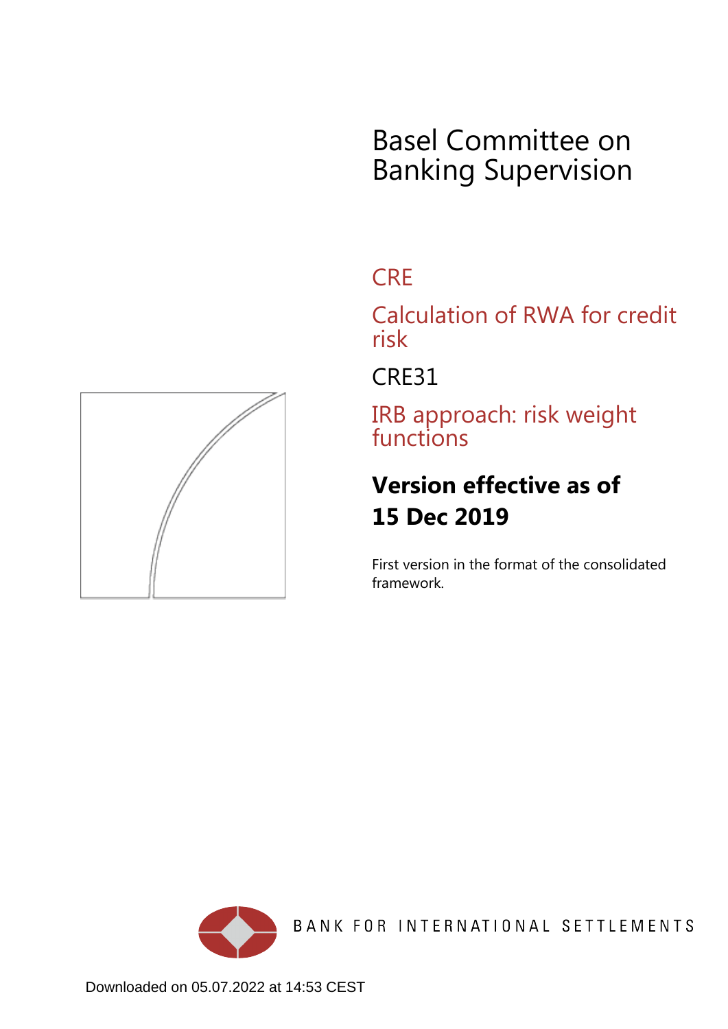# Basel Committee on Banking Supervision

## CRE

## Calculation of RWA for credit risk

## CRE31

## IRB approach: risk weight functions

**Version effective as of 15 Dec 2019**

First version in the format of the consolidated framework.

BANK FOR INTERNATIONAL SETTLEMENTS

Downloaded on 05.07.2022 at 14:53 CEST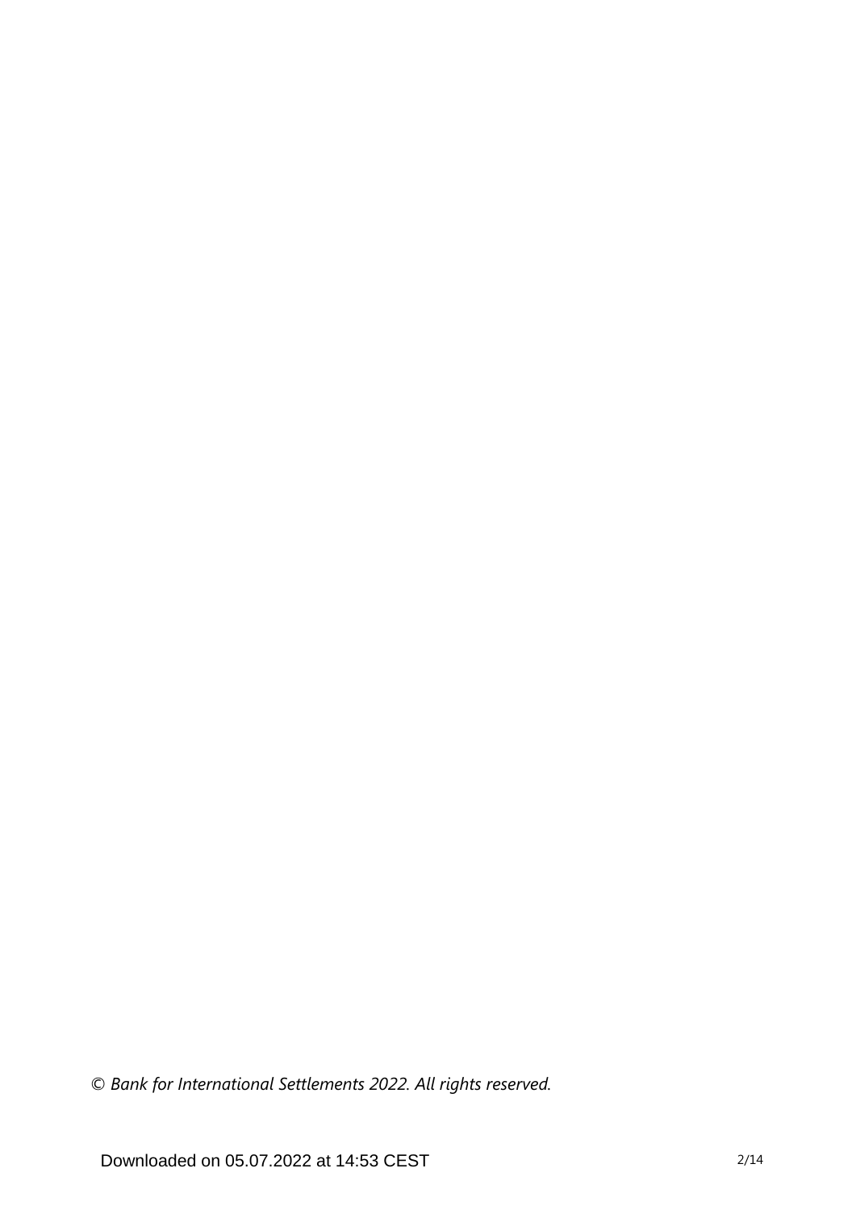*© Bank for International Settlements 2022. All rights reserved.*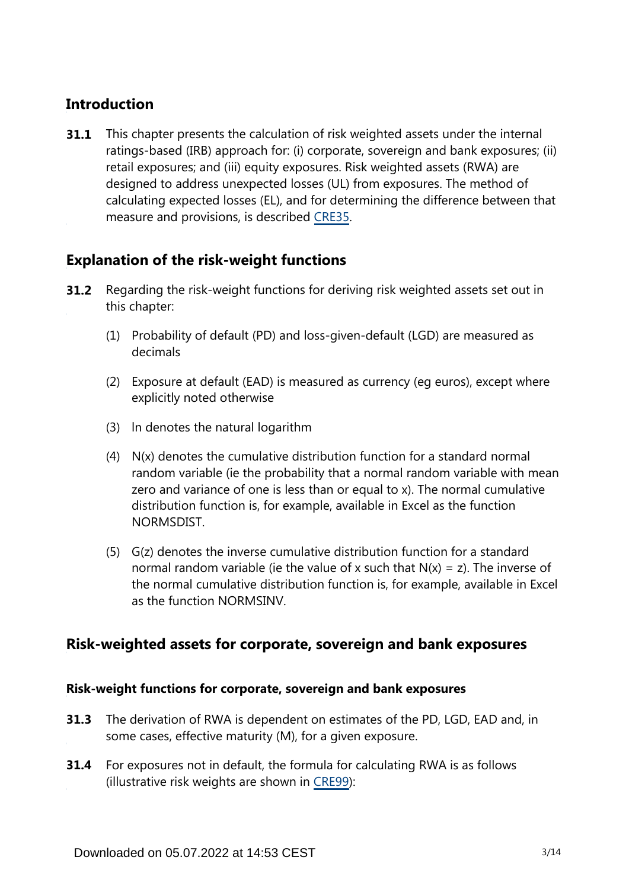## Introduction

**31.1** This chapter presents the calculation of risk weighted assets under the internal ratings-based (IRB) approach for: (i) corporate, sovereign and bank exposures; (ii) retail exposures; and (iii) equity exposures. Risk weighted assets (RWA) are designed to address unexpected losses (UL) from exposures. The method of calculating expected losses (EL), and for determining the difference between that measure and provisions, is described CRE35.

## Explanation of the risk-weight functions

**31.2** Regarding the risk-weight functions for deriving risk weighted assets set out in this chapter:

(1) Probability of default (PD) and loss-given-default (LGD) are measured as decimals

(2) Exposure at default (EAD) is measured as currency (eg euros), except where explicitly noted otherwise

(3) ln denotes the natural logarithm

(4) N(x) denotes the cumulative distribution function for a standard normal random variable (ie the probability that a normal random variable with mean zero and variance of one is less than or equal to x). The normal cumulative distribution function is, for example, available in Excel as the function NORMSDIST.

(5) G(z) denotes the inverse cumulative distribution function for a standard normal random variable (ie the value of x such that N(x) = z). The inverse of the normal cumulative distribution function is, for example, available in Excel as the function NORMSINV.

## Risk-weighted assets for corporate, sovereign and bank exposures

### Risk-weight functions for corporate, sovereign and bank exposures

**31.3** The derivation of RWA is dependent on estimates of the PD, LGD, EAD and, in some cases, effective maturity (M), for a given exposure.

**31.4** For exposures not in default, the formula for calculating RWA is as follows (illustrative risk weights are shown in CRE99):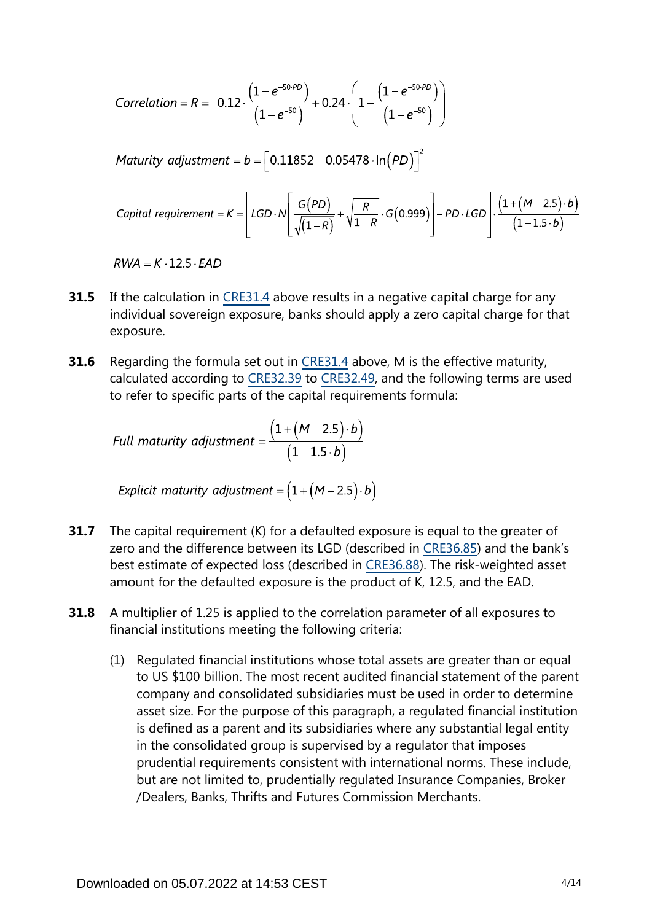$$Correlation = R = 0.12 \cdot \frac{\left(1 - e^{-50 \cdot PD}\right)}{\left(1 - e^{-50}\right)} + 0.24 \cdot \left(1 - \frac{\left(1 - e^{-50 \cdot PD}\right)}{\left(1 - e^{-50}\right)}\right)$$

$$Maturity\ adjustment = b = \left[0.11852 - 0.05478 \cdot \ln(PD)\right]^2$$

$$Capital\ requirement = K = \left[LGD \cdot N\left[\frac{G(PD)}{\sqrt{(1-R)}} + \sqrt{\frac{R}{1-R}} \cdot G(0.999)\right] - PD \cdot LGD\right] \cdot \frac{\left(1 + (M - 2.5) \cdot b\right)}{\left(1 - 1.5 \cdot b\right)}$$

$$RWA = K \cdot 12.5 \cdot EAD$$

**31.5** If the calculation in CRE31.4 above results in a negative capital charge for any individual sovereign exposure, banks should apply a zero capital charge for that exposure.

**31.6** Regarding the formula set out in CRE31.4 above, M is the effective maturity, calculated according to CRE32.39 to CRE32.49, and the following terms are used to refer to specific parts of the capital requirements formula:

$$Full\ maturity\ adjustment = \frac{\left(1 + (M - 2.5) \cdot b\right)}{\left(1 - 1.5 \cdot b\right)}$$

$$Explicit\ maturity\ adjustment = \left(1 + (M - 2.5) \cdot b\right)$$

**31.7** The capital requirement (K) for a defaulted exposure is equal to the greater of zero and the difference between its LGD (described in CRE36.85) and the bank's best estimate of expected loss (described in CRE36.88). The risk-weighted asset amount for the defaulted exposure is the product of K, 12.5, and the EAD.

**31.8** A multiplier of 1.25 is applied to the correlation parameter of all exposures to financial institutions meeting the following criteria:

(1) Regulated financial institutions whose total assets are greater than or equal to US $100 billion. The most recent audited financial statement of the parent company and consolidated subsidiaries must be used in order to determine asset size. For the purpose of this paragraph, a regulated financial institution is defined as a parent and its subsidiaries where any substantial legal entity in the consolidated group is supervised by a regulator that imposes prudential requirements consistent with international norms. These include, but are not limited to, prudentially regulated Insurance Companies, Broker /Dealers, Banks, Thrifts and Futures Commission Merchants.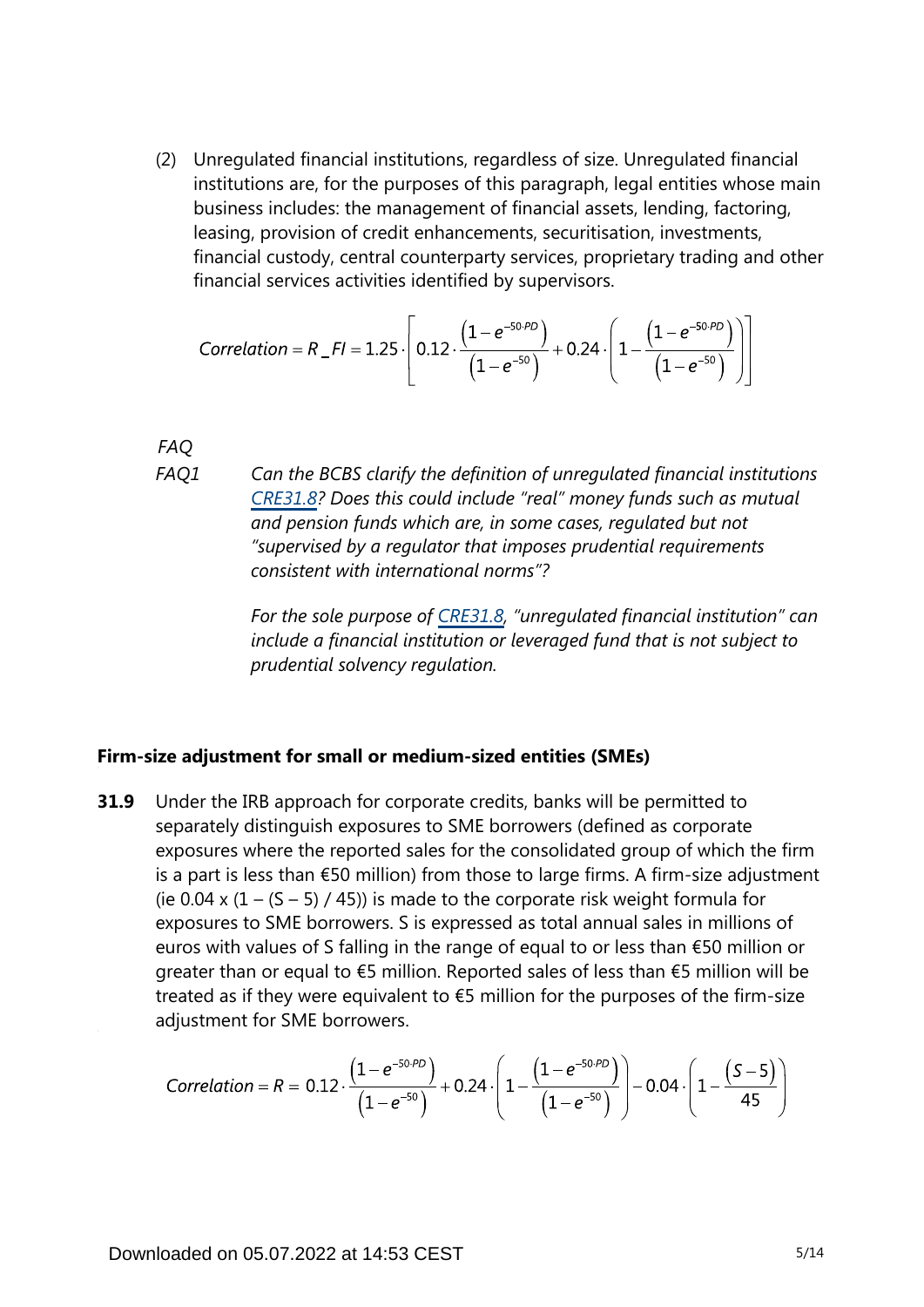(2) Unregulated financial institutions, regardless of size. Unregulated financial institutions are, for the purposes of this paragraph, legal entities whose main business includes: the management of financial assets, lending, factoring, leasing, provision of credit enhancements, securitisation, investments, financial custody, central counterparty services, proprietary trading and other financial services activities identified by supervisors.

$$Correlation = R\_FI = 1.25 \cdot \left[ 0.12 \cdot \frac{\left(1-e^{-50 \cdot PD}\right)}{\left(1-e^{-50}\right)} + 0.24 \cdot \left( 1 - \frac{\left(1-e^{-50 \cdot PD}\right)}{\left(1-e^{-50}\right)} \right) \right]$$

*FAQ*

*FAQ1* *Can the BCBS clarify the definition of unregulated financial institutions CRE31.8? Does this could include "real" money funds such as mutual and pension funds which are, in some cases, regulated but not "supervised by a regulator that imposes prudential requirements consistent with international norms"?*

*For the sole purpose of CRE31.8, "unregulated financial institution" can include a financial institution or leveraged fund that is not subject to prudential solvency regulation.*

### Firm-size adjustment for small or medium-sized entities (SMEs)

**31.9** Under the IRB approach for corporate credits, banks will be permitted to separately distinguish exposures to SME borrowers (defined as corporate exposures where the reported sales for the consolidated group of which the firm is a part is less than €50 million) from those to large firms. A firm-size adjustment (ie 0.04 x (1 – (S – 5) / 45)) is made to the corporate risk weight formula for exposures to SME borrowers. S is expressed as total annual sales in millions of euros with values of S falling in the range of equal to or less than €50 million or greater than or equal to €5 million. Reported sales of less than €5 million will be treated as if they were equivalent to €5 million for the purposes of the firm-size adjustment for SME borrowers.

$$Correlation = R = 0.12 \cdot \frac{\left(1-e^{-50 \cdot PD}\right)}{\left(1-e^{-50}\right)} + 0.24 \cdot \left( 1 - \frac{\left(1-e^{-50 \cdot PD}\right)}{\left(1-e^{-50}\right)} \right) - 0.04 \cdot \left( 1 - \frac{\left(S-5\right)}{45} \right)$$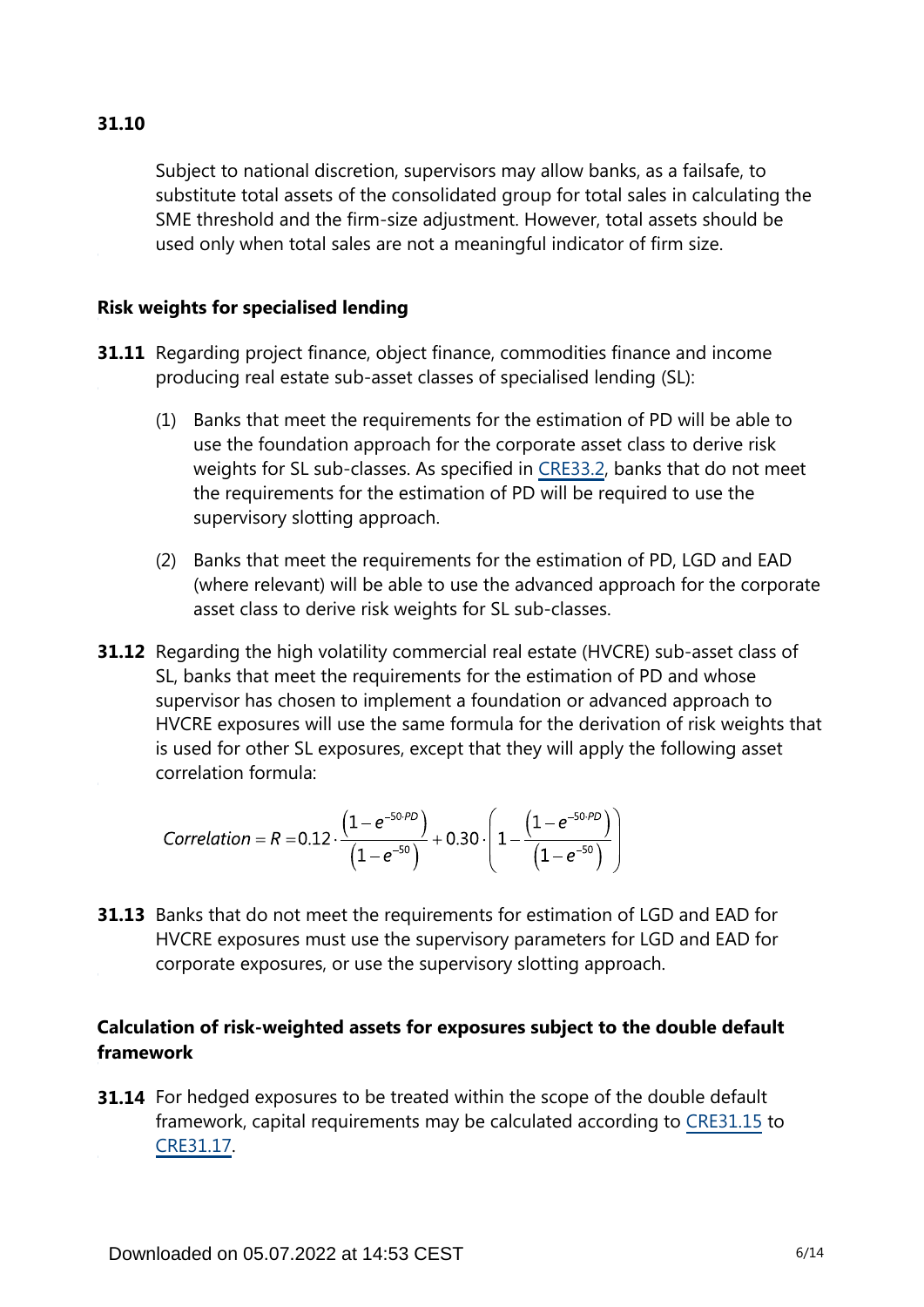**31.10** Subject to national discretion, supervisors may allow banks, as a failsafe, to substitute total assets of the consolidated group for total sales in calculating the SME threshold and the firm-size adjustment. However, total assets should be used only when total sales are not a meaningful indicator of firm size.

### Risk weights for specialised lending

**31.11** Regarding project finance, object finance, commodities finance and income producing real estate sub-asset classes of specialised lending (SL):

(1) Banks that meet the requirements for the estimation of PD will be able to use the foundation approach for the corporate asset class to derive risk weights for SL sub-classes. As specified in CRE33.2, banks that do not meet the requirements for the estimation of PD will be required to use the supervisory slotting approach.

(2) Banks that meet the requirements for the estimation of PD, LGD and EAD (where relevant) will be able to use the advanced approach for the corporate asset class to derive risk weights for SL sub-classes.

**31.12** Regarding the high volatility commercial real estate (HVCRE) sub-asset class of SL, banks that meet the requirements for the estimation of PD and whose supervisor has chosen to implement a foundation or advanced approach to HVCRE exposures will use the same formula for the derivation of risk weights that is used for other SL exposures, except that they will apply the following asset correlation formula:

$$Correlation = R = 0.12 \cdot \frac{\left(1 - e^{-50 \cdot PD}\right)}{\left(1 - e^{-50}\right)} + 0.30 \cdot \left(1 - \frac{\left(1 - e^{-50 \cdot PD}\right)}{\left(1 - e^{-50}\right)}\right)$$

**31.13** Banks that do not meet the requirements for estimation of LGD and EAD for HVCRE exposures must use the supervisory parameters for LGD and EAD for corporate exposures, or use the supervisory slotting approach.

### Calculation of risk-weighted assets for exposures subject to the double default framework

**31.14** For hedged exposures to be treated within the scope of the double default framework, capital requirements may be calculated according to CRE31.15 to CRE31.17.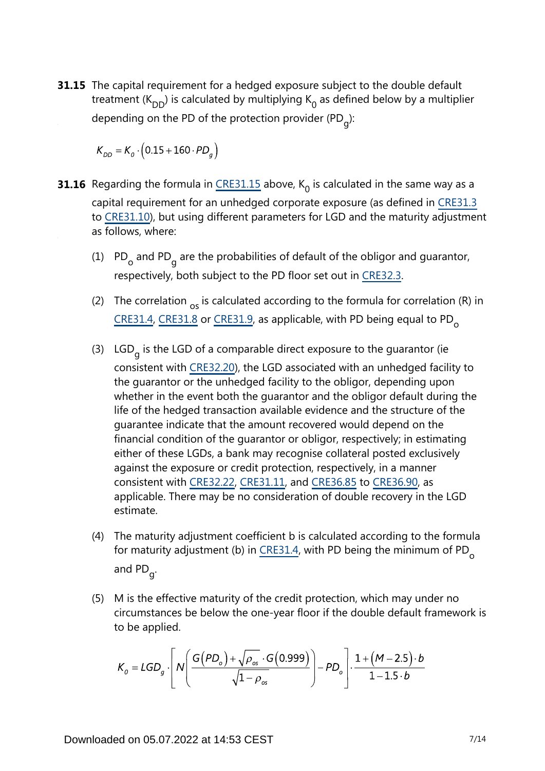**31.15** The capital requirement for a hedged exposure subject to the double default treatment ($K_{DD}$) is calculated by multiplying $K_0$ as defined below by a multiplier depending on the PD of the protection provider ($PD_g$):

$$K_{DD} = K_0 \cdot \left(0.15 + 160 \cdot PD_g\right)$$

**31.16** Regarding the formula in CRE31.15 above, $K_0$ is calculated in the same way as a capital requirement for an unhedged corporate exposure (as defined in CRE31.3 to CRE31.10), but using different parameters for LGD and the maturity adjustment as follows, where:

(1) $PD_o$ and $PD_g$ are the probabilities of default of the obligor and guarantor, respectively, both subject to the PD floor set out in CRE32.3.

(2) The correlation $_{os}$ is calculated according to the formula for correlation (R) in CRE31.4, CRE31.8 or CRE31.9, as applicable, with PD being equal to $PD_o$

(3) $LGD_g$ is the LGD of a comparable direct exposure to the guarantor (ie consistent with CRE32.20), the LGD associated with an unhedged facility to the guarantor or the unhedged facility to the obligor, depending upon whether in the event both the guarantor and the obligor default during the life of the hedged transaction available evidence and the structure of the guarantee indicate that the amount recovered would depend on the financial condition of the guarantor or obligor, respectively; in estimating either of these LGDs, a bank may recognise collateral posted exclusively against the exposure or credit protection, respectively, in a manner consistent with CRE32.22, CRE31.11, and CRE36.85 to CRE36.90, as applicable. There may be no consideration of double recovery in the LGD estimate.

(4) The maturity adjustment coefficient b is calculated according to the formula for maturity adjustment (b) in CRE31.4, with PD being the minimum of $PD_o$ and $PD_g$.

(5) M is the effective maturity of the credit protection, which may under no circumstances be below the one-year floor if the double default framework is to be applied.

$$K_0 = LGD_g \cdot \left[ N\left( \frac{G(PD_o) + \sqrt{\rho_{os}} \cdot G(0.999)}{\sqrt{1 - \rho_{os}}} \right) - PD_o \right] \cdot \frac{1 + (M - 2.5) \cdot b}{1 - 1.5 \cdot b}$$

Downloaded on 05.07.2022 at 14:53 CEST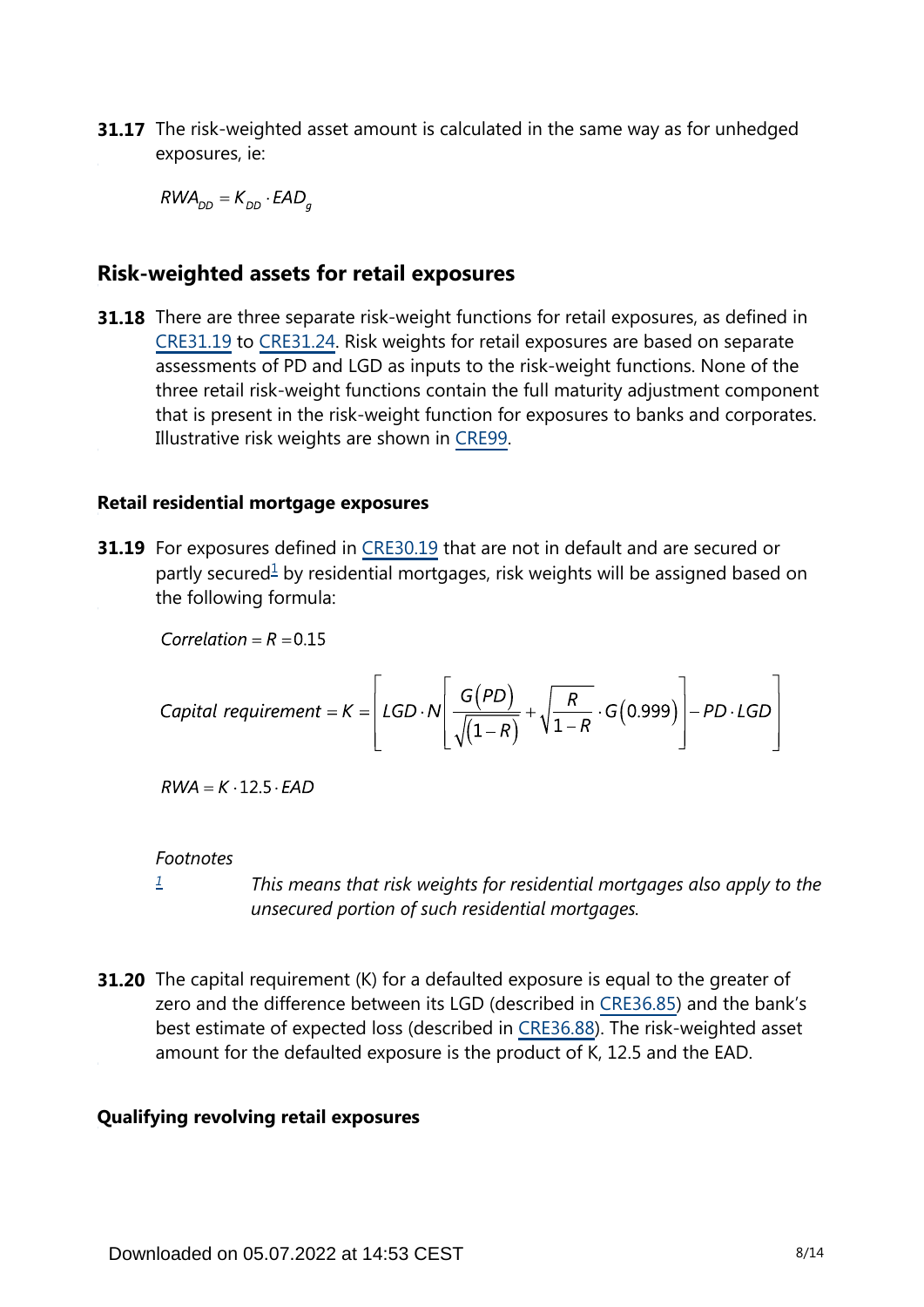**31.17** The risk-weighted asset amount is calculated in the same way as for unhedged exposures, ie:

$$RWA_{DD} = K_{DD} \cdot EAD_g$$

## Risk-weighted assets for retail exposures

**31.18** There are three separate risk-weight functions for retail exposures, as defined in CRE31.19 to CRE31.24. Risk weights for retail exposures are based on separate assessments of PD and LGD as inputs to the risk-weight functions. None of the three retail risk-weight functions contain the full maturity adjustment component that is present in the risk-weight function for exposures to banks and corporates. Illustrative risk weights are shown in CRE99.

### Retail residential mortgage exposures

**31.19** For exposures defined in CRE30.19 that are not in default and are secured or partly secured[1] by residential mortgages, risk weights will be assigned based on the following formula:

$$Correlation = R = 0.15$$

$$Capital\ requirement = K = \left[ LGD \cdot N\left[ \frac{G(PD)}{\sqrt{(1-R)}} + \sqrt{\frac{R}{1-R}} \cdot G(0.999) \right] - PD \cdot LGD \right]$$

$$RWA = K \cdot 12.5 \cdot EAD$$

*Footnotes*

[1] *This means that risk weights for residential mortgages also apply to the unsecured portion of such residential mortgages.*

**31.20** The capital requirement (K) for a defaulted exposure is equal to the greater of zero and the difference between its LGD (described in CRE36.85) and the bank's best estimate of expected loss (described in CRE36.88). The risk-weighted asset amount for the defaulted exposure is the product of K, 12.5 and the EAD.

### Qualifying revolving retail exposures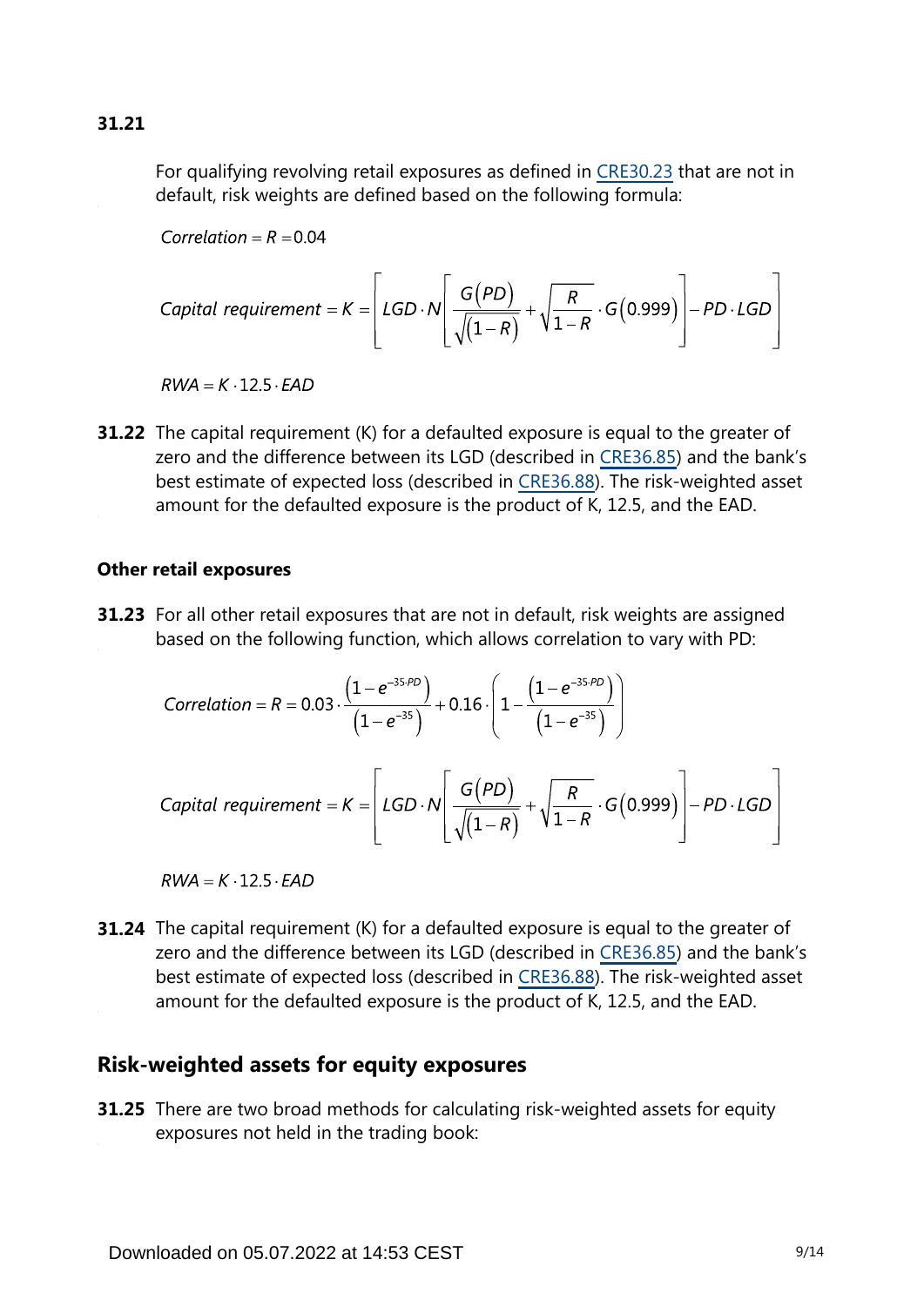**31.21**

For qualifying revolving retail exposures as defined in CRE30.23 that are not in default, risk weights are defined based on the following formula:

$$Correlation = R = 0.04$$

$$Capital\ requirement = K = \left[ LGD \cdot N\left[ \frac{G(PD)}{\sqrt{(1-R)}} + \sqrt{\frac{R}{1-R}} \cdot G(0.999) \right] - PD \cdot LGD \right]$$

$$RWA = K \cdot 12.5 \cdot EAD$$

**31.22** The capital requirement (K) for a defaulted exposure is equal to the greater of zero and the difference between its LGD (described in CRE36.85) and the bank's best estimate of expected loss (described in CRE36.88). The risk-weighted asset amount for the defaulted exposure is the product of K, 12.5, and the EAD.

### Other retail exposures

**31.23** For all other retail exposures that are not in default, risk weights are assigned based on the following function, which allows correlation to vary with PD:

$$Correlation = R = 0.03 \cdot \frac{\left(1-e^{-35 \cdot PD}\right)}{\left(1-e^{-35}\right)} + 0.16 \cdot \left(1 - \frac{\left(1-e^{-35 \cdot PD}\right)}{\left(1-e^{-35}\right)}\right)$$

$$Capital\ requirement = K = \left[ LGD \cdot N\left[ \frac{G(PD)}{\sqrt{(1-R)}} + \sqrt{\frac{R}{1-R}} \cdot G(0.999) \right] - PD \cdot LGD \right]$$

$$RWA = K \cdot 12.5 \cdot EAD$$

**31.24** The capital requirement (K) for a defaulted exposure is equal to the greater of zero and the difference between its LGD (described in CRE36.85) and the bank's best estimate of expected loss (described in CRE36.88). The risk-weighted asset amount for the defaulted exposure is the product of K, 12.5, and the EAD.

## Risk-weighted assets for equity exposures

**31.25** There are two broad methods for calculating risk-weighted assets for equity exposures not held in the trading book: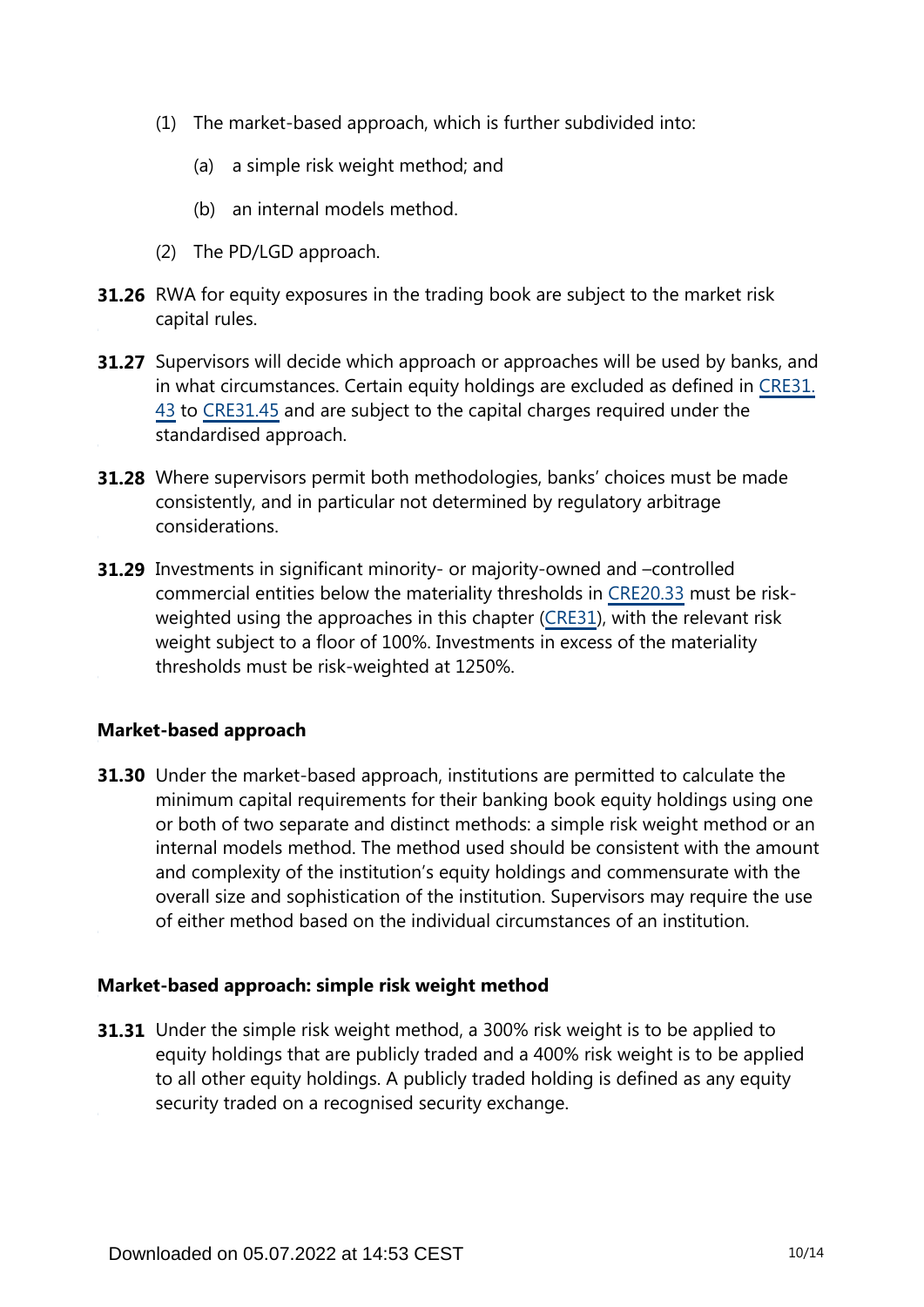(1) The market-based approach, which is further subdivided into:

    (a) a simple risk weight method; and

    (b) an internal models method.

(2) The PD/LGD approach.

**31.26** RWA for equity exposures in the trading book are subject to the market risk capital rules.

**31.27** Supervisors will decide which approach or approaches will be used by banks, and in what circumstances. Certain equity holdings are excluded as defined in CRE31.43 to CRE31.45 and are subject to the capital charges required under the standardised approach.

**31.28** Where supervisors permit both methodologies, banks' choices must be made consistently, and in particular not determined by regulatory arbitrage considerations.

**31.29** Investments in significant minority- or majority-owned and –controlled commercial entities below the materiality thresholds in CRE20.33 must be risk-weighted using the approaches in this chapter (CRE31), with the relevant risk weight subject to a floor of 100%. Investments in excess of the materiality thresholds must be risk-weighted at 1250%.

### Market-based approach

**31.30** Under the market-based approach, institutions are permitted to calculate the minimum capital requirements for their banking book equity holdings using one or both of two separate and distinct methods: a simple risk weight method or an internal models method. The method used should be consistent with the amount and complexity of the institution's equity holdings and commensurate with the overall size and sophistication of the institution. Supervisors may require the use of either method based on the individual circumstances of an institution.

### Market-based approach: simple risk weight method

**31.31** Under the simple risk weight method, a 300% risk weight is to be applied to equity holdings that are publicly traded and a 400% risk weight is to be applied to all other equity holdings. A publicly traded holding is defined as any equity security traded on a recognised security exchange.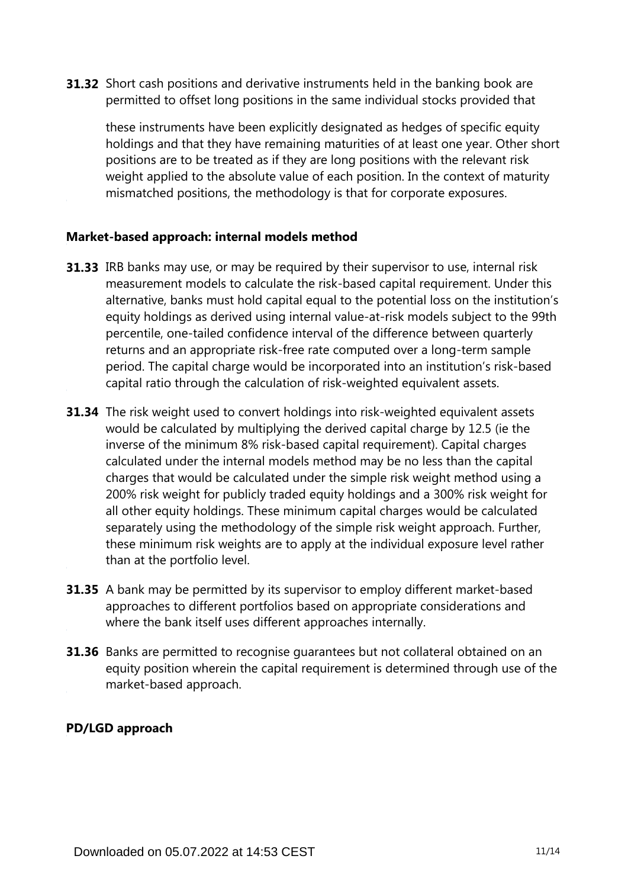**31.32** Short cash positions and derivative instruments held in the banking book are permitted to offset long positions in the same individual stocks provided that

these instruments have been explicitly designated as hedges of specific equity holdings and that they have remaining maturities of at least one year. Other short positions are to be treated as if they are long positions with the relevant risk weight applied to the absolute value of each position. In the context of maturity mismatched positions, the methodology is that for corporate exposures.

**Market-based approach: internal models method**

**31.33** IRB banks may use, or may be required by their supervisor to use, internal risk measurement models to calculate the risk-based capital requirement. Under this alternative, banks must hold capital equal to the potential loss on the institution's equity holdings as derived using internal value-at-risk models subject to the 99th percentile, one-tailed confidence interval of the difference between quarterly returns and an appropriate risk-free rate computed over a long-term sample period. The capital charge would be incorporated into an institution's risk-based capital ratio through the calculation of risk-weighted equivalent assets.

**31.34** The risk weight used to convert holdings into risk-weighted equivalent assets would be calculated by multiplying the derived capital charge by 12.5 (ie the inverse of the minimum 8% risk-based capital requirement). Capital charges calculated under the internal models method may be no less than the capital charges that would be calculated under the simple risk weight method using a 200% risk weight for publicly traded equity holdings and a 300% risk weight for all other equity holdings. These minimum capital charges would be calculated separately using the methodology of the simple risk weight approach. Further, these minimum risk weights are to apply at the individual exposure level rather than at the portfolio level.

**31.35** A bank may be permitted by its supervisor to employ different market-based approaches to different portfolios based on appropriate considerations and where the bank itself uses different approaches internally.

**31.36** Banks are permitted to recognise guarantees but not collateral obtained on an equity position wherein the capital requirement is determined through use of the market-based approach.

**PD/LGD approach**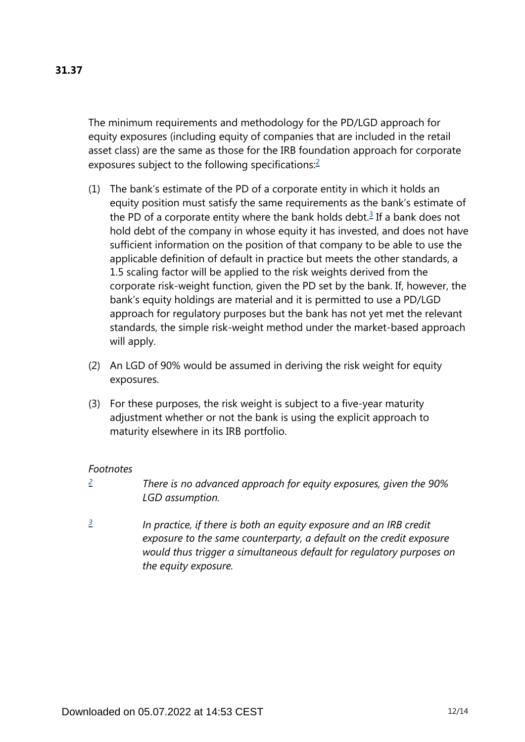**31.37**

The minimum requirements and methodology for the PD/LGD approach for equity exposures (including equity of companies that are included in the retail asset class) are the same as those for the IRB foundation approach for corporate exposures subject to the following specifications:[2]

(1) The bank's estimate of the PD of a corporate entity in which it holds an equity position must satisfy the same requirements as the bank's estimate of the PD of a corporate entity where the bank holds debt.[3] If a bank does not hold debt of the company in whose equity it has invested, and does not have sufficient information on the position of that company to be able to use the applicable definition of default in practice but meets the other standards, a 1.5 scaling factor will be applied to the risk weights derived from the corporate risk-weight function, given the PD set by the bank. If, however, the bank's equity holdings are material and it is permitted to use a PD/LGD approach for regulatory purposes but the bank has not yet met the relevant standards, the simple risk-weight method under the market-based approach will apply.

(2) An LGD of 90% would be assumed in deriving the risk weight for equity exposures.

(3) For these purposes, the risk weight is subject to a five-year maturity adjustment whether or not the bank is using the explicit approach to maturity elsewhere in its IRB portfolio.

*Footnotes*

[2] *There is no advanced approach for equity exposures, given the 90% LGD assumption.*

[3] *In practice, if there is both an equity exposure and an IRB credit exposure to the same counterparty, a default on the credit exposure would thus trigger a simultaneous default for regulatory purposes on the equity exposure.*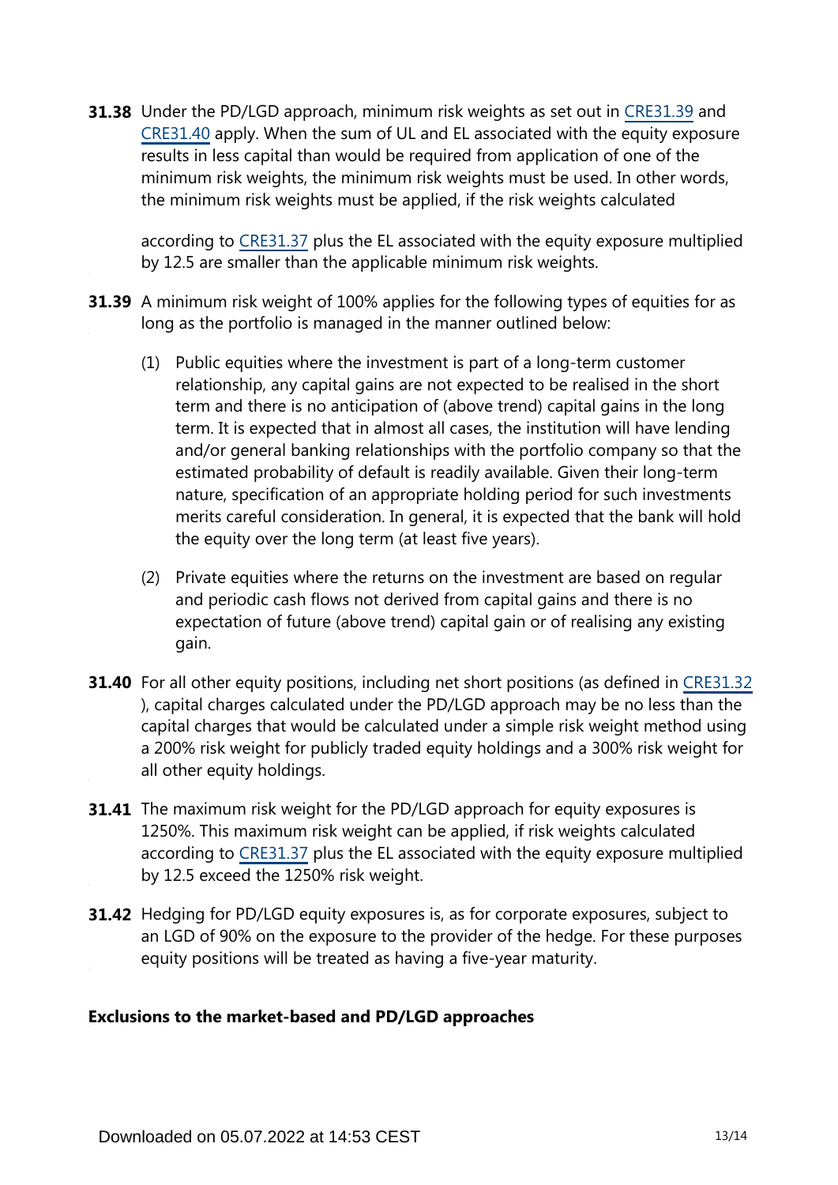**31.38** Under the PD/LGD approach, minimum risk weights as set out in CRE31.39 and CRE31.40 apply. When the sum of UL and EL associated with the equity exposure results in less capital than would be required from application of one of the minimum risk weights, the minimum risk weights must be used. In other words, the minimum risk weights must be applied, if the risk weights calculated according to CRE31.37 plus the EL associated with the equity exposure multiplied by 12.5 are smaller than the applicable minimum risk weights.

**31.39** A minimum risk weight of 100% applies for the following types of equities for as long as the portfolio is managed in the manner outlined below:

(1) Public equities where the investment is part of a long-term customer relationship, any capital gains are not expected to be realised in the short term and there is no anticipation of (above trend) capital gains in the long term. It is expected that in almost all cases, the institution will have lending and/or general banking relationships with the portfolio company so that the estimated probability of default is readily available. Given their long-term nature, specification of an appropriate holding period for such investments merits careful consideration. In general, it is expected that the bank will hold the equity over the long term (at least five years).

(2) Private equities where the returns on the investment are based on regular and periodic cash flows not derived from capital gains and there is no expectation of future (above trend) capital gain or of realising any existing gain.

**31.40** For all other equity positions, including net short positions (as defined in CRE31.32), capital charges calculated under the PD/LGD approach may be no less than the capital charges that would be calculated under a simple risk weight method using a 200% risk weight for publicly traded equity holdings and a 300% risk weight for all other equity holdings.

**31.41** The maximum risk weight for the PD/LGD approach for equity exposures is 1250%. This maximum risk weight can be applied, if risk weights calculated according to CRE31.37 plus the EL associated with the equity exposure multiplied by 12.5 exceed the 1250% risk weight.

**31.42** Hedging for PD/LGD equity exposures is, as for corporate exposures, subject to an LGD of 90% on the exposure to the provider of the hedge. For these purposes equity positions will be treated as having a five-year maturity.

### Exclusions to the market-based and PD/LGD approaches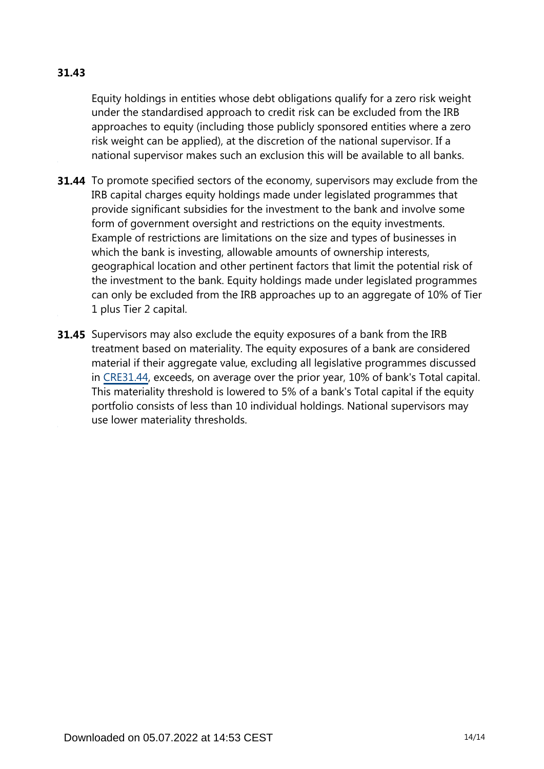**31.43** Equity holdings in entities whose debt obligations qualify for a zero risk weight under the standardised approach to credit risk can be excluded from the IRB approaches to equity (including those publicly sponsored entities where a zero risk weight can be applied), at the discretion of the national supervisor. If a national supervisor makes such an exclusion this will be available to all banks.

**31.44** To promote specified sectors of the economy, supervisors may exclude from the IRB capital charges equity holdings made under legislated programmes that provide significant subsidies for the investment to the bank and involve some form of government oversight and restrictions on the equity investments. Example of restrictions are limitations on the size and types of businesses in which the bank is investing, allowable amounts of ownership interests, geographical location and other pertinent factors that limit the potential risk of the investment to the bank. Equity holdings made under legislated programmes can only be excluded from the IRB approaches up to an aggregate of 10% of Tier 1 plus Tier 2 capital.

**31.45** Supervisors may also exclude the equity exposures of a bank from the IRB treatment based on materiality. The equity exposures of a bank are considered material if their aggregate value, excluding all legislative programmes discussed in CRE31.44, exceeds, on average over the prior year, 10% of bank's Total capital. This materiality threshold is lowered to 5% of a bank's Total capital if the equity portfolio consists of less than 10 individual holdings. National supervisors may use lower materiality thresholds.